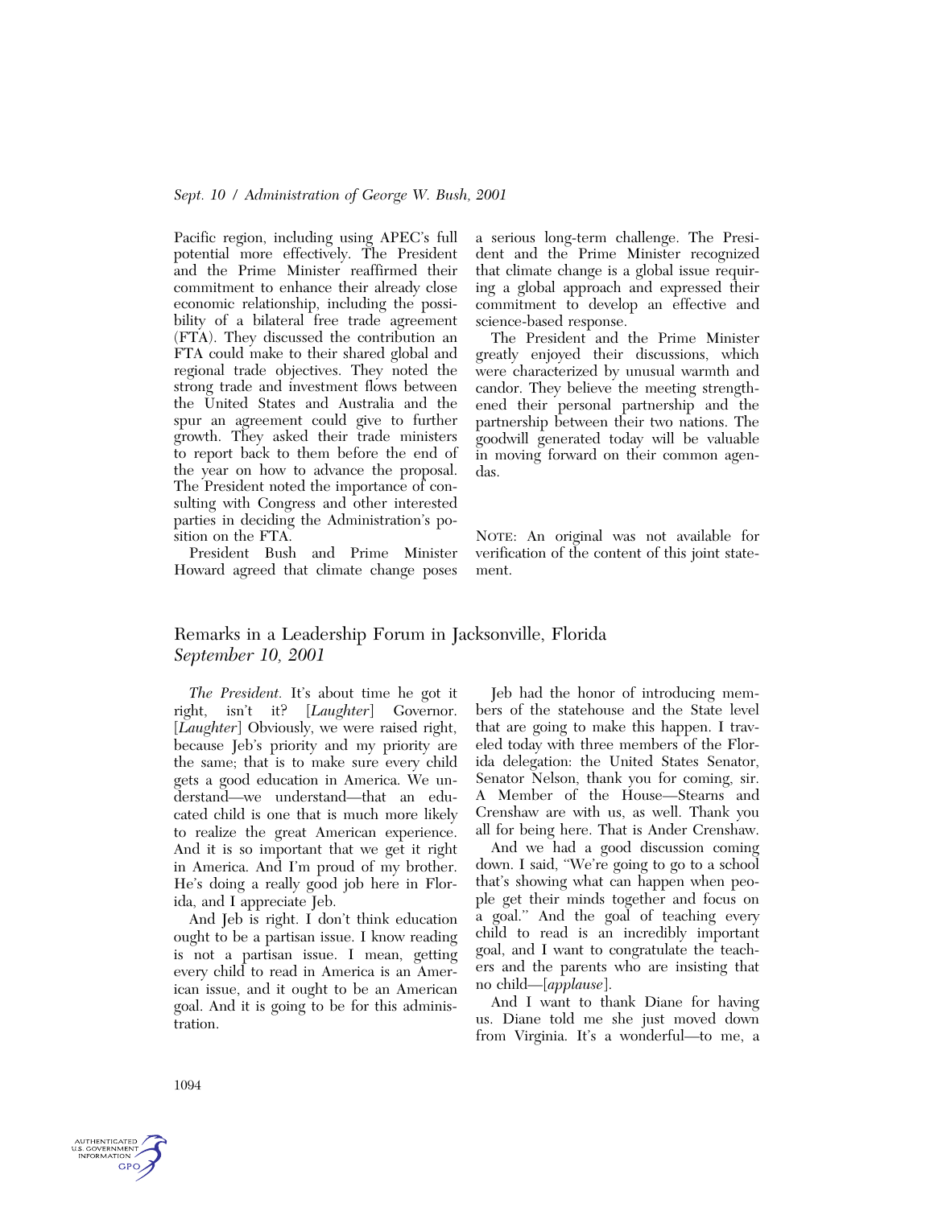Pacific region, including using APEC's full potential more effectively. The President and the Prime Minister reaffirmed their commitment to enhance their already close economic relationship, including the possibility of a bilateral free trade agreement (FTA). They discussed the contribution an FTA could make to their shared global and regional trade objectives. They noted the strong trade and investment flows between the United States and Australia and the spur an agreement could give to further growth. They asked their trade ministers to report back to them before the end of the year on how to advance the proposal. The President noted the importance of consulting with Congress and other interested parties in deciding the Administration's position on the FTA.

President Bush and Prime Minister Howard agreed that climate change poses a serious long-term challenge. The President and the Prime Minister recognized that climate change is a global issue requiring a global approach and expressed their commitment to develop an effective and science-based response.

The President and the Prime Minister greatly enjoyed their discussions, which were characterized by unusual warmth and candor. They believe the meeting strengthened their personal partnership and the partnership between their two nations. The goodwill generated today will be valuable in moving forward on their common agendas.

NOTE: An original was not available for verification of the content of this joint statement.

## Remarks in a Leadership Forum in Jacksonville, Florida
*September 10, 2001*

*The President.* It's about time he got it right, isn't it? [*Laughter*] Governor. [*Laughter*] Obviously, we were raised right, because Jeb's priority and my priority are the same; that is to make sure every child gets a good education in America. We understand—we understand—that an educated child is one that is much more likely to realize the great American experience. And it is so important that we get it right in America. And I'm proud of my brother. He's doing a really good job here in Florida, and I appreciate Jeb.

And Jeb is right. I don't think education ought to be a partisan issue. I know reading is not a partisan issue. I mean, getting every child to read in America is an American issue, and it ought to be an American goal. And it is going to be for this administration.

Jeb had the honor of introducing members of the statehouse and the State level that are going to make this happen. I traveled today with three members of the Florida delegation: the United States Senator, Senator Nelson, thank you for coming, sir. A Member of the House—Stearns and Crenshaw are with us, as well. Thank you all for being here. That is Ander Crenshaw.

And we had a good discussion coming down. I said, "We're going to go to a school that's showing what can happen when people get their minds together and focus on a goal." And the goal of teaching every child to read is an incredibly important goal, and I want to congratulate the teachers and the parents who are insisting that no child—[*applause*].

And I want to thank Diane for having us. Diane told me she just moved down from Virginia. It's a wonderful—to me, a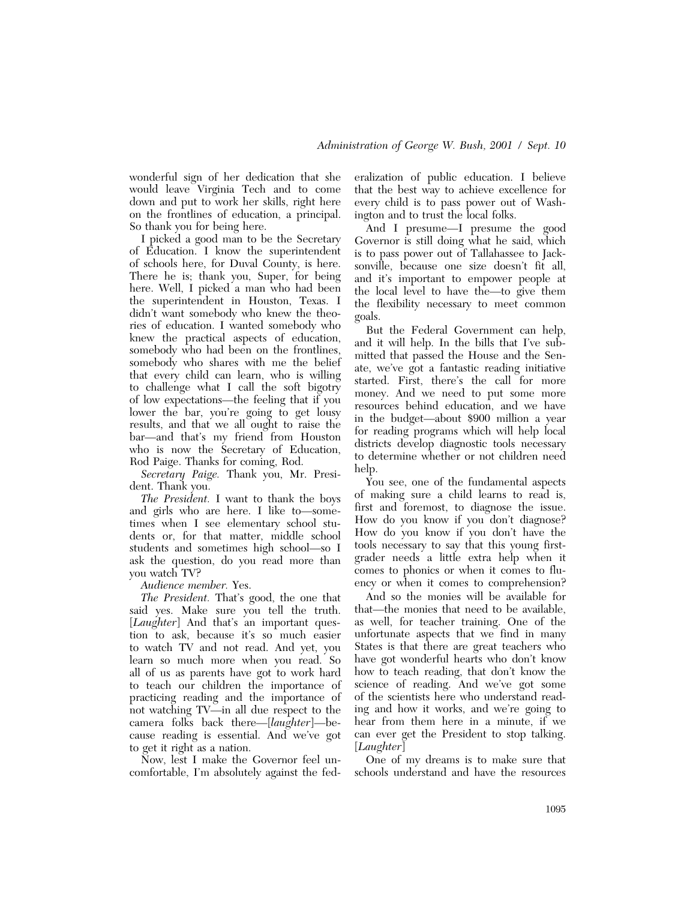wonderful sign of her dedication that she would leave Virginia Tech and to come down and put to work her skills, right here on the frontlines of education, a principal. So thank you for being here.

I picked a good man to be the Secretary of Education. I know the superintendent of schools here, for Duval County, is here. There he is; thank you, Super, for being here. Well, I picked a man who had been the superintendent in Houston, Texas. I didn't want somebody who knew the theories of education. I wanted somebody who knew the practical aspects of education, somebody who had been on the frontlines, somebody who shares with me the belief that every child can learn, who is willing to challenge what I call the soft bigotry of low expectations—the feeling that if you lower the bar, you're going to get lousy results, and that we all ought to raise the bar—and that's my friend from Houston who is now the Secretary of Education, Rod Paige. Thanks for coming, Rod.

*Secretary Paige.* Thank you, Mr. President. Thank you.

*The President.* I want to thank the boys and girls who are here. I like to—sometimes when I see elementary school students or, for that matter, middle school students and sometimes high school—so I ask the question, do you read more than you watch TV?

*Audience member.* Yes.

*The President.* That's good, the one that said yes. Make sure you tell the truth. [*Laughter*] And that's an important question to ask, because it's so much easier to watch TV and not read. And yet, you learn so much more when you read. So all of us as parents have got to work hard to teach our children the importance of practicing reading and the importance of not watching TV—in all due respect to the camera folks back there—[*laughter*]—because reading is essential. And we've got to get it right as a nation.

Now, lest I make the Governor feel uncomfortable, I'm absolutely against the federalization of public education. I believe that the best way to achieve excellence for every child is to pass power out of Washington and to trust the local folks.

And I presume—I presume the good Governor is still doing what he said, which is to pass power out of Tallahassee to Jacksonville, because one size doesn't fit all, and it's important to empower people at the local level to have the—to give them the flexibility necessary to meet common goals.

But the Federal Government can help, and it will help. In the bills that I've submitted that passed the House and the Senate, we've got a fantastic reading initiative started. First, there's the call for more money. And we need to put some more resources behind education, and we have in the budget—about $900 million a year for reading programs which will help local districts develop diagnostic tools necessary to determine whether or not children need help.

You see, one of the fundamental aspects of making sure a child learns to read is, first and foremost, to diagnose the issue. How do you know if you don't diagnose? How do you know if you don't have the tools necessary to say that this young first-grader needs a little extra help when it comes to phonics or when it comes to fluency or when it comes to comprehension?

And so the monies will be available for that—the monies that need to be available, as well, for teacher training. One of the unfortunate aspects that we find in many States is that there are great teachers who have got wonderful hearts who don't know how to teach reading, that don't know the science of reading. And we've got some of the scientists here who understand reading and how it works, and we're going to hear from them here in a minute, if we can ever get the President to stop talking. [*Laughter*]

One of my dreams is to make sure that schools understand and have the resources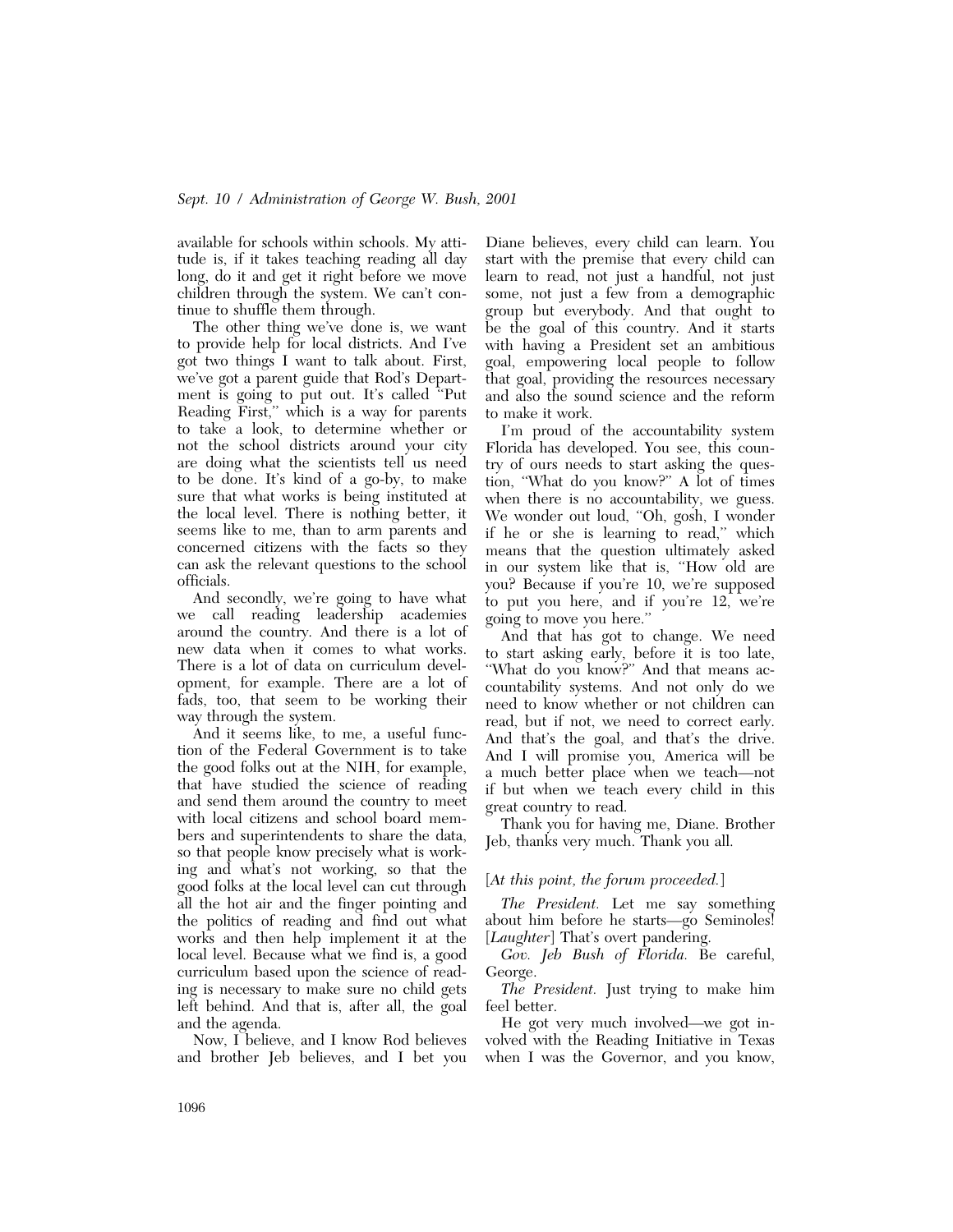available for schools within schools. My attitude is, if it takes teaching reading all day long, do it and get it right before we move children through the system. We can't continue to shuffle them through.

The other thing we've done is, we want to provide help for local districts. And I've got two things I want to talk about. First, we've got a parent guide that Rod's Department is going to put out. It's called "Put Reading First," which is a way for parents to take a look, to determine whether or not the school districts around your city are doing what the scientists tell us need to be done. It's kind of a go-by, to make sure that what works is being instituted at the local level. There is nothing better, it seems like to me, than to arm parents and concerned citizens with the facts so they can ask the relevant questions to the school officials.

And secondly, we're going to have what we call reading leadership academies around the country. And there is a lot of new data when it comes to what works. There is a lot of data on curriculum development, for example. There are a lot of fads, too, that seem to be working their way through the system.

And it seems like, to me, a useful function of the Federal Government is to take the good folks out at the NIH, for example, that have studied the science of reading and send them around the country to meet with local citizens and school board members and superintendents to share the data, so that people know precisely what is working and what's not working, so that the good folks at the local level can cut through all the hot air and the finger pointing and the politics of reading and find out what works and then help implement it at the local level. Because what we find is, a good curriculum based upon the science of reading is necessary to make sure no child gets left behind. And that is, after all, the goal and the agenda.

Now, I believe, and I know Rod believes and brother Jeb believes, and I bet you Diane believes, every child can learn. You start with the premise that every child can learn to read, not just a handful, not just some, not just a few from a demographic group but everybody. And that ought to be the goal of this country. And it starts with having a President set an ambitious goal, empowering local people to follow that goal, providing the resources necessary and also the sound science and the reform to make it work.

I'm proud of the accountability system Florida has developed. You see, this country of ours needs to start asking the question, "What do you know?" A lot of times when there is no accountability, we guess. We wonder out loud, "Oh, gosh, I wonder if he or she is learning to read," which means that the question ultimately asked in our system like that is, "How old are you? Because if you're 10, we're supposed to put you here, and if you're 12, we're going to move you here."

And that has got to change. We need to start asking early, before it is too late, "What do you know?" And that means accountability systems. And not only do we need to know whether or not children can read, but if not, we need to correct early. And that's the goal, and that's the drive. And I will promise you, America will be a much better place when we teach—not if but when we teach every child in this great country to read.

Thank you for having me, Diane. Brother Jeb, thanks very much. Thank you all.

[*At this point, the forum proceeded.*]

*The President.* Let me say something about him before he starts—go Seminoles! [*Laughter*] That's overt pandering.

*Gov. Jeb Bush of Florida.* Be careful, George.

*The President.* Just trying to make him feel better.

He got very much involved—we got involved with the Reading Initiative in Texas when I was the Governor, and you know,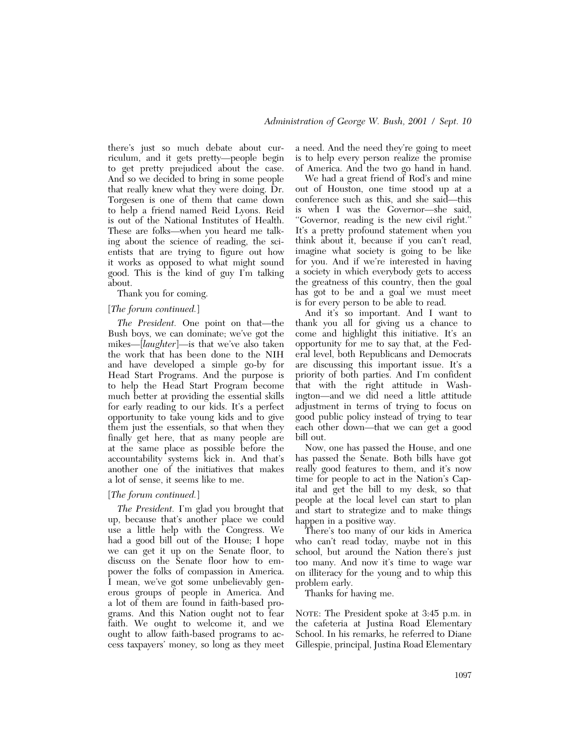there's just so much debate about curriculum, and it gets pretty—people begin to get pretty prejudiced about the case. And so we decided to bring in some people that really knew what they were doing. Dr. Torgesen is one of them that came down to help a friend named Reid Lyons. Reid is out of the National Institutes of Health. These are folks—when you heard me talking about the science of reading, the scientists that are trying to figure out how it works as opposed to what might sound good. This is the kind of guy I'm talking about.

Thank you for coming.

[*The forum continued.*]

*The President.* One point on that—the Bush boys, we can dominate; we've got the mikes—[*laughter*]—is that we've also taken the work that has been done to the NIH and have developed a simple go-by for Head Start Programs. And the purpose is to help the Head Start Program become much better at providing the essential skills for early reading to our kids. It's a perfect opportunity to take young kids and to give them just the essentials, so that when they finally get here, that as many people are at the same place as possible before the accountability systems kick in. And that's another one of the initiatives that makes a lot of sense, it seems like to me.

[*The forum continued.*]

*The President.* I'm glad you brought that up, because that's another place we could use a little help with the Congress. We had a good bill out of the House; I hope we can get it up on the Senate floor, to discuss on the Senate floor how to empower the folks of compassion in America. I mean, we've got some unbelievably generous groups of people in America. And a lot of them are found in faith-based programs. And this Nation ought not to fear faith. We ought to welcome it, and we ought to allow faith-based programs to access taxpayers' money, so long as they meet a need. And the need they're going to meet is to help every person realize the promise of America. And the two go hand in hand.

We had a great friend of Rod's and mine out of Houston, one time stood up at a conference such as this, and she said—this is when I was the Governor—she said, "Governor, reading is the new civil right." It's a pretty profound statement when you think about it, because if you can't read, imagine what society is going to be like for you. And if we're interested in having a society in which everybody gets to access the greatness of this country, then the goal has got to be and a goal we must meet is for every person to be able to read.

And it's so important. And I want to thank you all for giving us a chance to come and highlight this initiative. It's an opportunity for me to say that, at the Federal level, both Republicans and Democrats are discussing this important issue. It's a priority of both parties. And I'm confident that with the right attitude in Washington—and we did need a little attitude adjustment in terms of trying to focus on good public policy instead of trying to tear each other down—that we can get a good bill out.

Now, one has passed the House, and one has passed the Senate. Both bills have got really good features to them, and it's now time for people to act in the Nation's Capital and get the bill to my desk, so that people at the local level can start to plan and start to strategize and to make things happen in a positive way.

There's too many of our kids in America who can't read today, maybe not in this school, but around the Nation there's just too many. And now it's time to wage war on illiteracy for the young and to whip this problem early.

Thanks for having me.

NOTE: The President spoke at 3:45 p.m. in the cafeteria at Justina Road Elementary School. In his remarks, he referred to Diane Gillespie, principal, Justina Road Elementary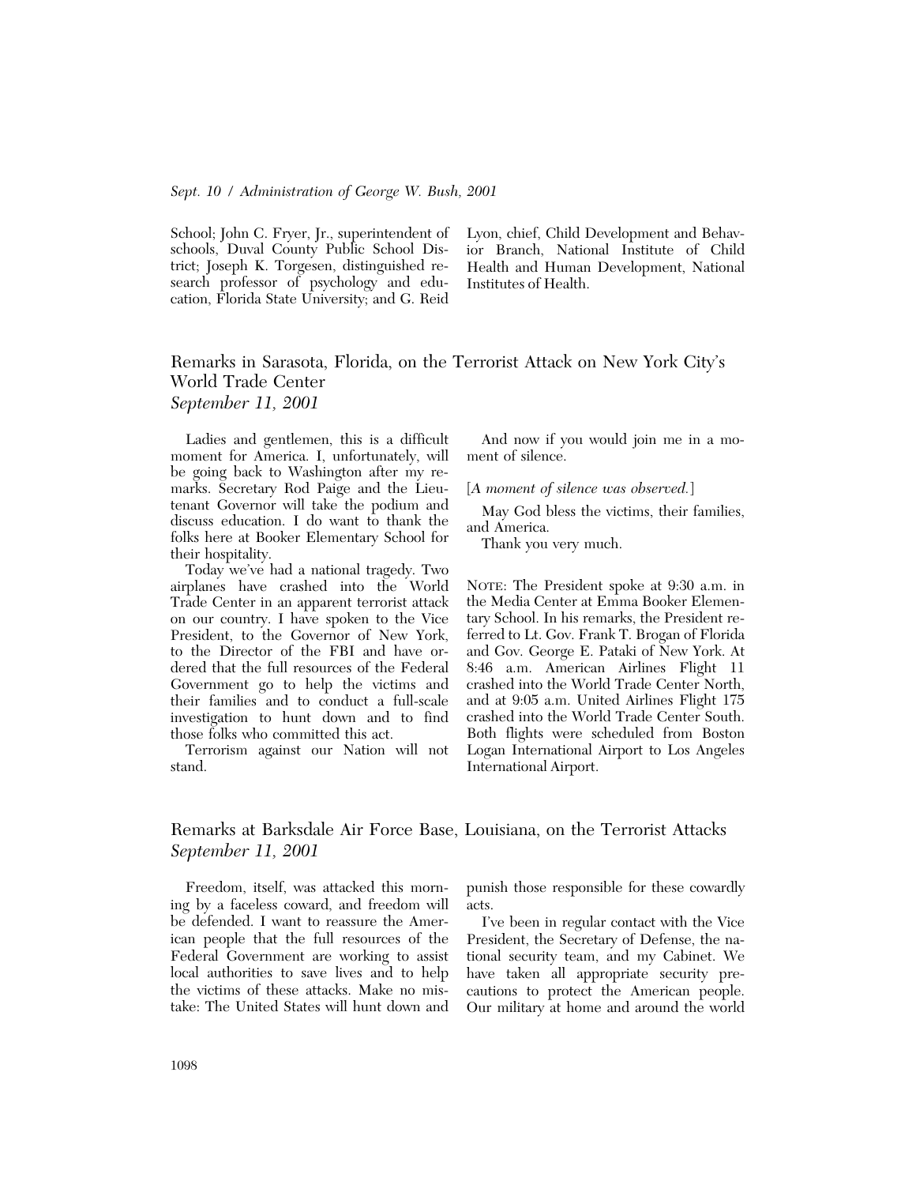School; John C. Fryer, Jr., superintendent of schools, Duval County Public School District; Joseph K. Torgesen, distinguished research professor of psychology and education, Florida State University; and G. Reid Lyon, chief, Child Development and Behavior Branch, National Institute of Child Health and Human Development, National Institutes of Health.

## Remarks in Sarasota, Florida, on the Terrorist Attack on New York City's World Trade Center
*September 11, 2001*

Ladies and gentlemen, this is a difficult moment for America. I, unfortunately, will be going back to Washington after my remarks. Secretary Rod Paige and the Lieutenant Governor will take the podium and discuss education. I do want to thank the folks here at Booker Elementary School for their hospitality.

Today we've had a national tragedy. Two airplanes have crashed into the World Trade Center in an apparent terrorist attack on our country. I have spoken to the Vice President, to the Governor of New York, to the Director of the FBI and have ordered that the full resources of the Federal Government go to help the victims and their families and to conduct a full-scale investigation to hunt down and to find those folks who committed this act.

Terrorism against our Nation will not stand.

And now if you would join me in a moment of silence.

[*A moment of silence was observed.*]

May God bless the victims, their families, and America.

Thank you very much.

NOTE: The President spoke at 9:30 a.m. in the Media Center at Emma Booker Elementary School. In his remarks, the President referred to Lt. Gov. Frank T. Brogan of Florida and Gov. George E. Pataki of New York. At 8:46 a.m. American Airlines Flight 11 crashed into the World Trade Center North, and at 9:05 a.m. United Airlines Flight 175 crashed into the World Trade Center South. Both flights were scheduled from Boston Logan International Airport to Los Angeles International Airport.

## Remarks at Barksdale Air Force Base, Louisiana, on the Terrorist Attacks
*September 11, 2001*

Freedom, itself, was attacked this morning by a faceless coward, and freedom will be defended. I want to reassure the American people that the full resources of the Federal Government are working to assist local authorities to save lives and to help the victims of these attacks. Make no mistake: The United States will hunt down and punish those responsible for these cowardly acts.

I've been in regular contact with the Vice President, the Secretary of Defense, the national security team, and my Cabinet. We have taken all appropriate security precautions to protect the American people. Our military at home and around the world